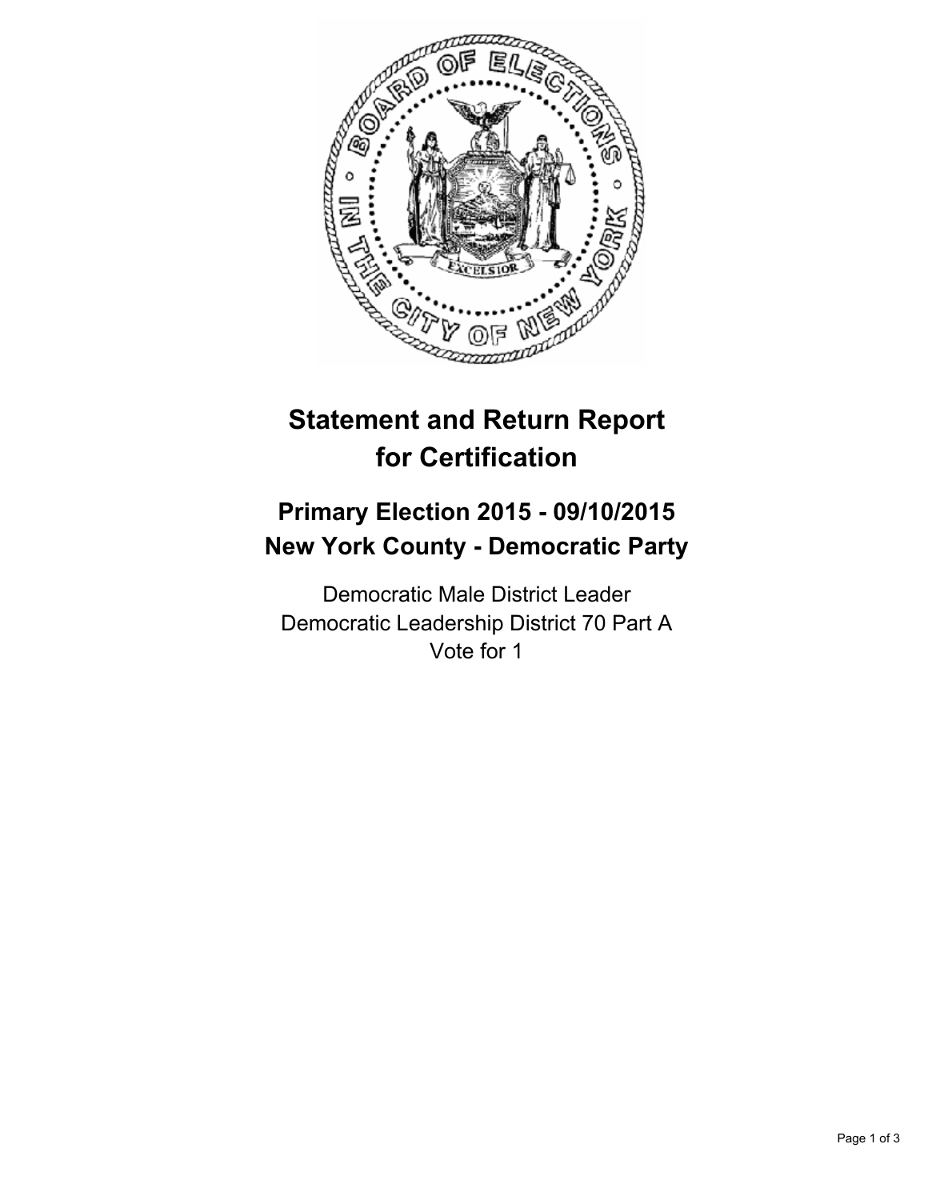# Statement and Return Report for Certification

## Primary Election 2015 - 09/10/2015
## New York County - Democratic Party

Democratic Male District Leader
Democratic Leadership District 70 Part A
Vote for 1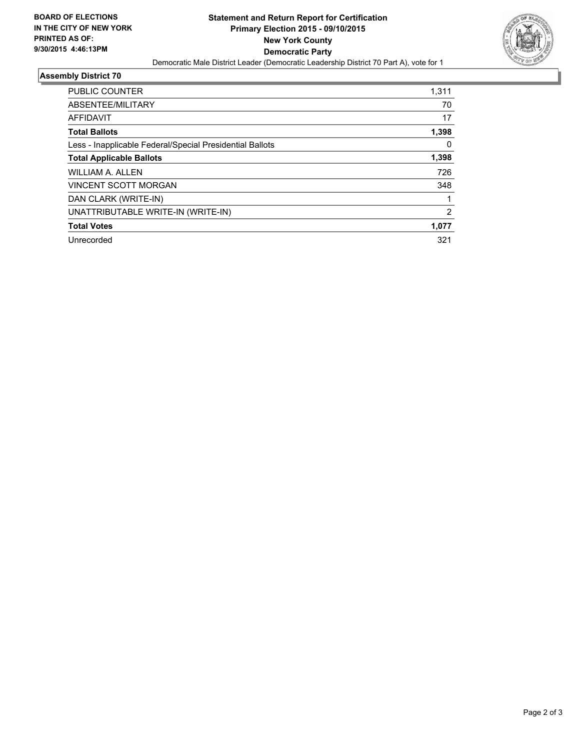BOARD OF ELECTIONS
IN THE CITY OF NEW YORK
PRINTED AS OF:
9/30/2015 4:46:13PM

**Statement and Return Report for Certification**
**Primary Election 2015 - 09/10/2015**
**New York County**
**Democratic Party**
Democratic Male District Leader (Democratic Leadership District 70 Part A), vote for 1

## Assembly District 70

| | |
|---|---|
| PUBLIC COUNTER | 1,311 |
| ABSENTEE/MILITARY | 70 |
| AFFIDAVIT | 17 |
| **Total Ballots** | **1,398** |
| Less - Inapplicable Federal/Special Presidential Ballots | 0 |
| **Total Applicable Ballots** | **1,398** |
| WILLIAM A. ALLEN | 726 |
| VINCENT SCOTT MORGAN | 348 |
| DAN CLARK (WRITE-IN) | 1 |
| UNATTRIBUTABLE WRITE-IN (WRITE-IN) | 2 |
| **Total Votes** | **1,077** |
| Unrecorded | 321 |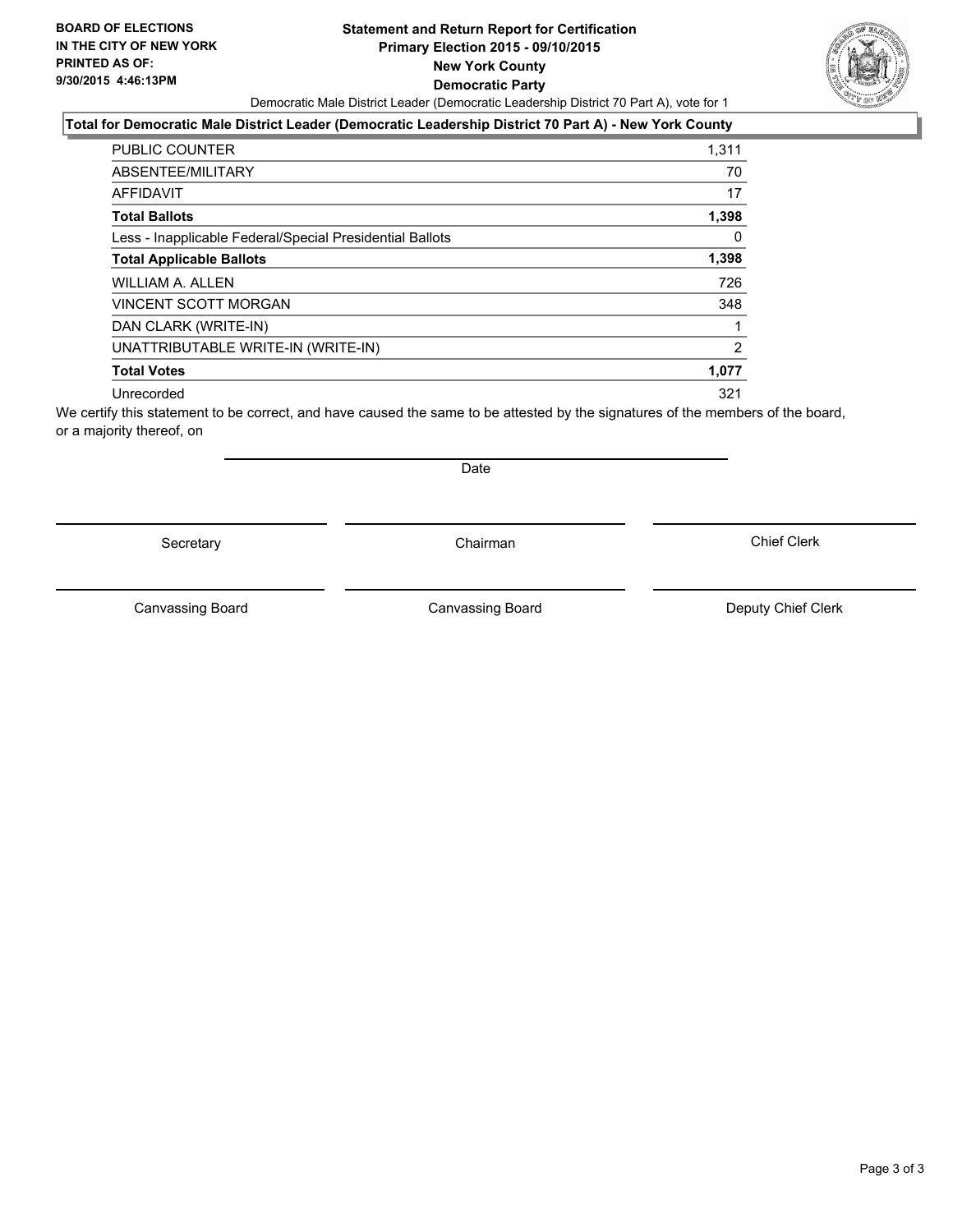**BOARD OF ELECTIONS IN THE CITY OF NEW YORK PRINTED AS OF: 9/30/2015 4:46:13PM**

**Statement and Return Report for Certification**
**Primary Election 2015 - 09/10/2015**
**New York County**
**Democratic Party**

Democratic Male District Leader (Democratic Leadership District 70 Part A), vote for 1

**Total for Democratic Male District Leader (Democratic Leadership District 70 Part A) - New York County**

| | |
|---|---|
| PUBLIC COUNTER | 1,311 |
| ABSENTEE/MILITARY | 70 |
| AFFIDAVIT | 17 |
| **Total Ballots** | **1,398** |
| Less - Inapplicable Federal/Special Presidential Ballots | 0 |
| **Total Applicable Ballots** | **1,398** |
| WILLIAM A. ALLEN | 726 |
| VINCENT SCOTT MORGAN | 348 |
| DAN CLARK (WRITE-IN) | 1 |
| UNATTRIBUTABLE WRITE-IN (WRITE-IN) | 2 |
| **Total Votes** | **1,077** |
| Unrecorded | 321 |

We certify this statement to be correct, and have caused the same to be attested by the signatures of the members of the board, or a majority thereof, on

Date

Secretary

Chairman

Chief Clerk

Canvassing Board

Canvassing Board

Deputy Chief Clerk